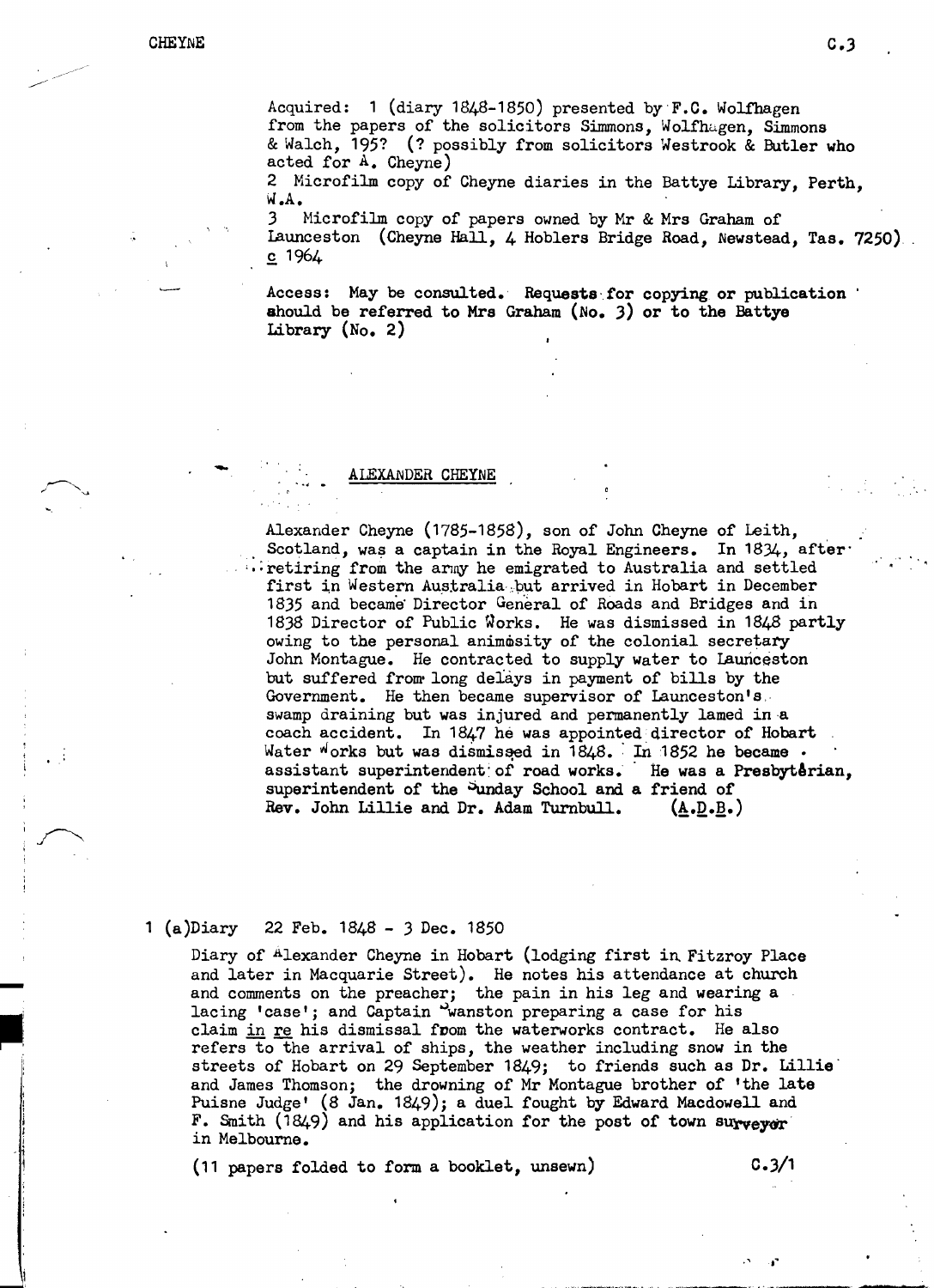Acquired: 1 (diary 1848-1850) presented by F.C. Wolfhagen from the papers of the solicitors Simmons, Wolfhagen, Simmons & Walch, 195? (? possibly from solicitors Westrook & Butler who acted for A. Cheyne)

2 Microfilm copy of Cheyne diaries in the Battye Library, Perth, W.A.

3 Microfilm copy of papers owned by Mr & Mrs Graham of Launceston (Cheyne Hall, 4 Hoblers Bridge Road, Newstead, Tas. 7250) c 1964

Access: May be consulted. Requests for copying or publication should be referred to Mrs Graham (No. 3) or to the Battye Library (No. 2)

## ALEXANDER CHEYNE

Alexander Cheyne (1785-1858), son of John Cheyne of Leith, Scotland, was a captain in the Royal Engineers. In 1834, after retiring from the army he emigrated to Australia and settled first in Western Australia but arrived in Hobart in December 1835 and became Director General of Roads and Bridges and in 1838 Director of Public Works. He was dismissed in 1848 partly owing to the personal animosity of the colonial secretary John Montague. He contracted to supply water to Launceston but suffered from long delays in payment of bills by the Government. He then became supervisor of Launceston's swamp draining but was injured and permanently lamed in a coach accident. In 1847 he was appointed director of Hobart Water Works but was dismissed in 1848. In 1852 he became assistant superintendent of road works. He was a Presbyterian, superintendent of the Sunday School and a friend of Rev. John Lillie and Dr. Adam Turnbull. (A.D.B.)

1 (a)Diary 22 Feb. 1848 - 3 Dec. 1850

Diary of Alexander Cheyne in Hobart (lodging first in Fitzroy Place and later in Macquarie Street). He notes his attendance at church and comments on the preacher; the pain in his leg and wearing a lacing 'case'; and Captain Swanston preparing a case for his claim *in re* his dismissal from the waterworks contract. He also refers to the arrival of ships, the weather including snow in the streets of Hobart on 29 September 1849; to friends such as Dr. Lillie and James Thomson; the drowning of Mr Montague brother of 'the late Puisne Judge' (8 Jan. 1849); a duel fought by Edward Macdowell and F. Smith (1849) and his application for the post of town surveyor in Melbourne.

(11 papers folded to form a booklet, unsewn) C.3/1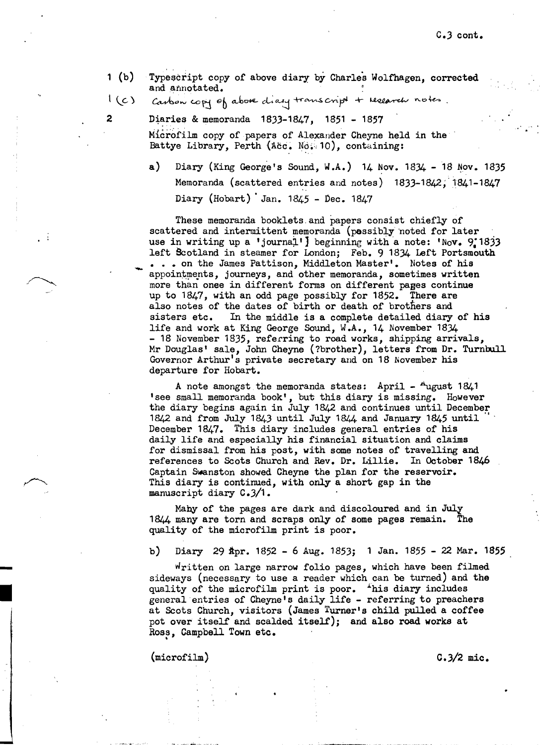C.3 cont.

1 (b) Typescript copy of above diary by Charles Wolfhagen, corrected and annotated.

1 (c) Carbon copy of above diary transcript + research notes.

2 Diaries & memoranda 1833-1847, 1851 - 1857

Microfilm copy of papers of Alexander Cheyne held in the Battye Library, Perth (Acc. No. 10), containing:

a) Diary (King George's Sound, W.A.) 14 Nov. 1834 - 18 Nov. 1835
Memoranda (scattered entries and notes) 1833-1842, 1841-1847
Diary (Hobart) Jan. 1845 - Dec. 1847

These memoranda booklets and papers consist chiefly of scattered and intermittent memoranda (possibly noted for later use in writing up a 'journal') beginning with a note: 'Nov. 9. 1833 left Scotland in steamer for London; Feb. 9 1834 Left Portsmouth . . . on the James Pattison, Middleton Master'. Notes of his appointments, journeys, and other memoranda, sometimes written more than onee in different forms on different pages continue up to 1847, with an odd page possibly for 1852. There are also notes of the dates of birth or death of brothers and sisters etc. In the middle is a complete detailed diary of his life and work at King George Sound, W.A., 14 November 1834 - 18 November 1835, referring to road works, shipping arrivals, Mr Douglas' sale, John Cheyne (?brother), letters from Dr. Turnbull Governor Arthur's private secretary and on 18 November his departure for Hobart.

A note amongst the memoranda states: April - August 1841 'see small memoranda book', but this diary is missing. However the diary begins again in July 1842 and continues until December 1842 and from July 1843 until July 1844 and January 1845 until December 1847. This diary includes general entries of his daily life and especially his financial situation and claims for dismissal from his post, with some notes of travelling and references to Scots Church and Rev. Dr. Lillie. In October 1846 Captain Swanston showed Cheyne the plan for the reservoir. This diary is continued, with only a short gap in the manuscript diary C.3/1.

Many of the pages are dark and discoloured and in July 1844 many are torn and scraps only of some pages remain. The quality of the microfilm print is poor.

b) Diary 29 Apr. 1852 - 6 Aug. 1853; 1 Jan. 1855 - 22 Mar. 1855

Written on large narrow folio pages, which have been filmed sideways (necessary to use a reader which can be turned) and the quality of the microfilm print is poor. This diary includes general entries of Cheyne's daily life - referring to preachers at Scots Church, visitors (James Turner's child pulled a coffee pot over itself and scalded itself); and also road works at Ross, Campbell Town etc.

(microfilm) C.3/2 mic.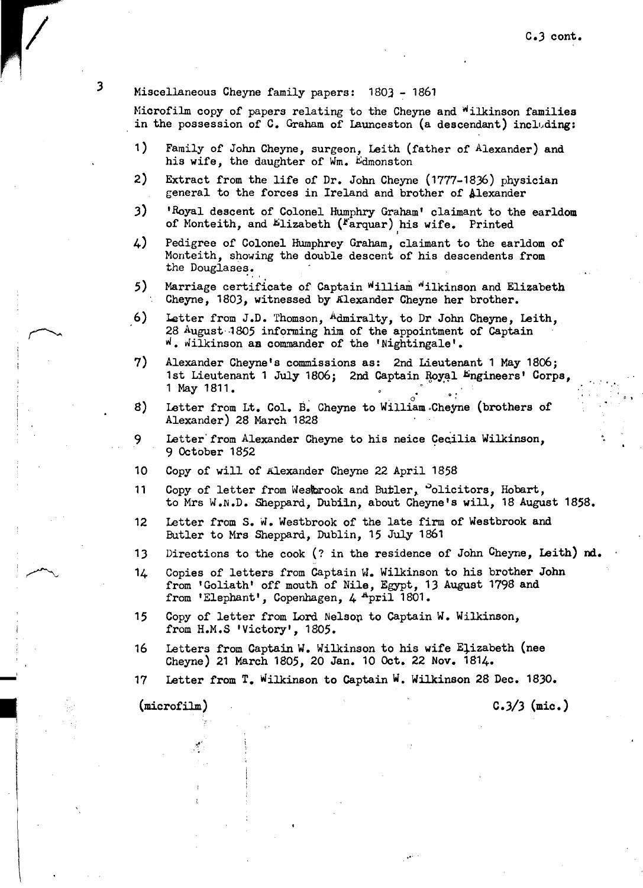C.3 cont.

3 Miscellaneous Cheyne family papers: 1803 - 1861

Microfilm copy of papers relating to the Cheyne and Wilkinson families in the possession of C. Graham of Launceston (a descendant) including:

1) Family of John Cheyne, surgeon, Leith (father of Alexander) and his wife, the daughter of Wm. Edmonston

2) Extract from the life of Dr. John Cheyne (1777-1836) physician general to the forces in Ireland and brother of Alexander

3) 'Royal descent of Colonel Humphry Graham' claimant to the earldom of Monteith, and Elizabeth (Farquar) his wife. Printed

4) Pedigree of Colonel Humphrey Graham, claimant to the earldom of Monteith, showing the double descent of his descendents from the Douglases.

5) Marriage certificate of Captain William Wilkinson and Elizabeth Cheyne, 1803, witnessed by Alexander Cheyne her brother.

6) Letter from J.D. Thomson, Admiralty, to Dr John Cheyne, Leith, 28 August 1805 informing him of the appointment of Captain W. Wilkinson as commander of the 'Nightingale'.

7) Alexander Cheyne's commissions as: 2nd Lieutenant 1 May 1806; 1st Lieutenant 1 July 1806; 2nd Captain Royal Engineers' Corps, 1 May 1811.

8) Letter from Lt. Col. B. Cheyne to William Cheyne (brothers of Alexander) 28 March 1828

9 Letter from Alexander Cheyne to his neice Cecilia Wilkinson, 9 October 1852

10 Copy of will of Alexander Cheyne 22 April 1858

11 Copy of letter from Westbrook and Butler, Solicitors, Hobart, to Mrs W.N.D. Sheppard, Dubiln, about Cheyne's will, 18 August 1858.

12 Letter from S. W. Westbrook of the late firm of Westbrook and Butler to Mrs Sheppard, Dublin, 15 July 1861

13 Directions to the cook (? in the residence of John Cheyne, Leith) nd.

14 Copies of letters from Captain W. Wilkinson to his brother John from 'Goliath' off mouth of Nile, Egypt, 13 August 1798 and from 'Elephant', Copenhagen, 4 April 1801.

15 Copy of letter from Lord Nelson to Captain W. Wilkinson, from H.M.S 'Victory', 1805.

16 Letters from Captain W. Wilkinson to his wife Elizabeth (nee Cheyne) 21 March 1805, 20 Jan. 10 Oct. 22 Nov. 1814.

17 Letter from T. Wilkinson to Captain W. Wilkinson 28 Dec. 1830.

(microfilm) C.3/3 (mic.)